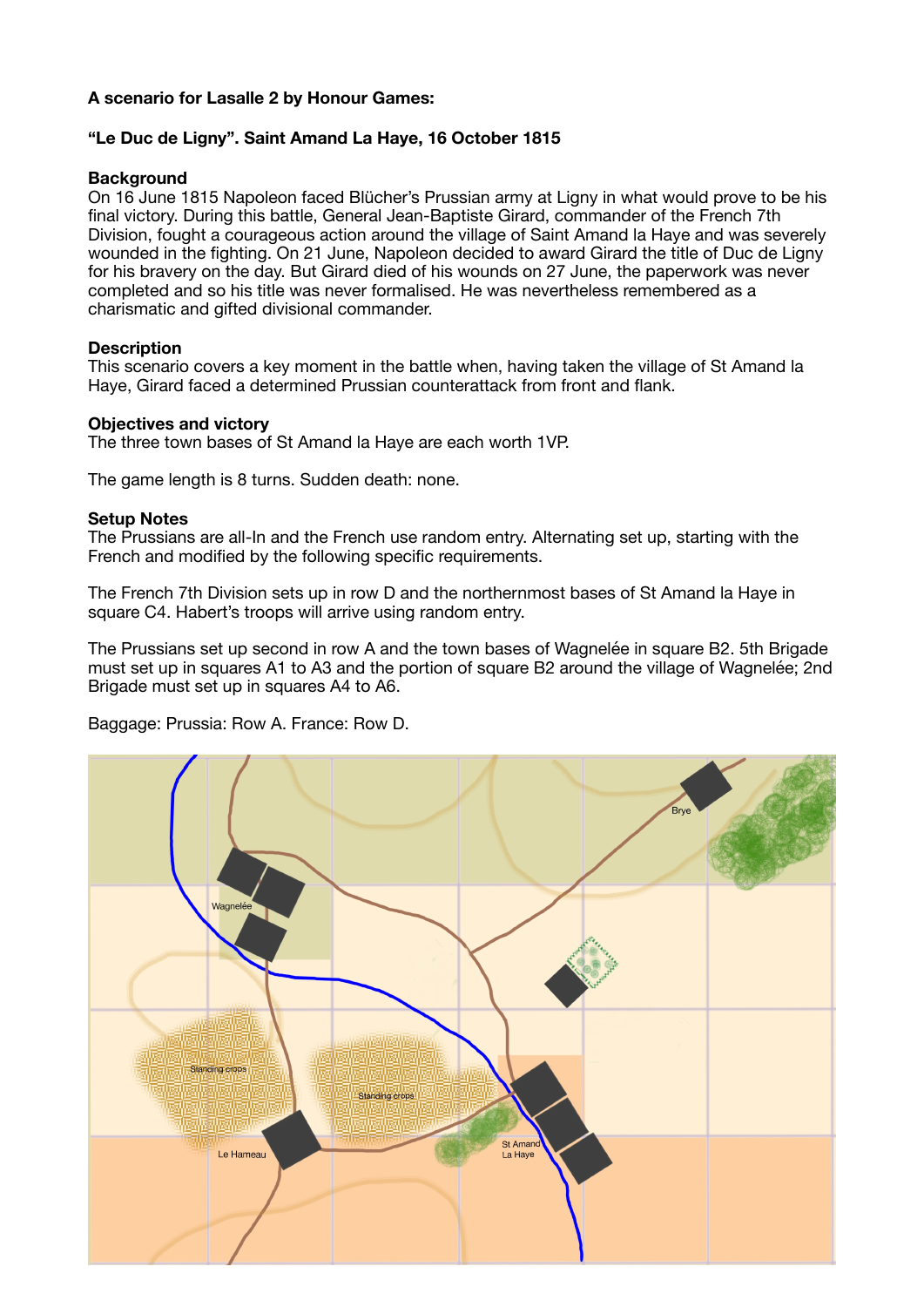**A scenario for Lasalle 2 by Honour Games:**

**"Le Duc de Ligny". Saint Amand La Haye, 16 October 1815**

**Background**

On 16 June 1815 Napoleon faced Blücher's Prussian army at Ligny in what would prove to be his final victory. During this battle, General Jean-Baptiste Girard, commander of the French 7th Division, fought a courageous action around the village of Saint Amand la Haye and was severely wounded in the fighting. On 21 June, Napoleon decided to award Girard the title of Duc de Ligny for his bravery on the day. But Girard died of his wounds on 27 June, the paperwork was never completed and so his title was never formalised. He was nevertheless remembered as a charismatic and gifted divisional commander.

**Description**

This scenario covers a key moment in the battle when, having taken the village of St Amand la Haye, Girard faced a determined Prussian counterattack from front and flank.

**Objectives and victory**

The three town bases of St Amand la Haye are each worth 1VP.

The game length is 8 turns. Sudden death: none.

**Setup Notes**

The Prussians are all-In and the French use random entry. Alternating set up, starting with the French and modified by the following specific requirements.

The French 7th Division sets up in row D and the northernmost bases of St Amand la Haye in square C4. Habert's troops will arrive using random entry.

The Prussians set up second in row A and the town bases of Wagnelée in square B2. 5th Brigade must set up in squares A1 to A3 and the portion of square B2 around the village of Wagnelée; 2nd Brigade must set up in squares A4 to A6.

Baggage: Prussia: Row A. France: Row D.

Brye

Wagnelée

Standing crops

Standing crops

Le Hameau

St Amand La Haye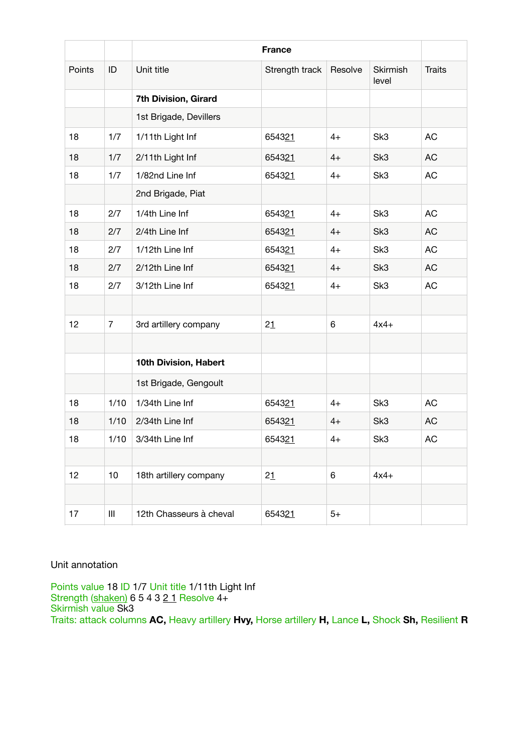| | | France | | | | |
|---|---|---|---|---|---|---|
| Points | ID | Unit title | Strength track | Resolve | Skirmish level | Traits |
| | | **7th Division, Girard** | | | | |
| | | 1st Brigade, Devillers | | | | |
| 18 | 1/7 | 1/11th Light Inf | 6543<u>21</u> | 4+ | Sk3 | AC |
| 18 | 1/7 | 2/11th Light Inf | 6543<u>21</u> | 4+ | Sk3 | AC |
| 18 | 1/7 | 1/82nd Line Inf | 6543<u>21</u> | 4+ | Sk3 | AC |
| | | 2nd Brigade, Piat | | | | |
| 18 | 2/7 | 1/4th Line Inf | 6543<u>21</u> | 4+ | Sk3 | AC |
| 18 | 2/7 | 2/4th Line Inf | 6543<u>21</u> | 4+ | Sk3 | AC |
| 18 | 2/7 | 1/12th Line Inf | 6543<u>21</u> | 4+ | Sk3 | AC |
| 18 | 2/7 | 2/12th Line Inf | 6543<u>21</u> | 4+ | Sk3 | AC |
| 18 | 2/7 | 3/12th Line Inf | 6543<u>21</u> | 4+ | Sk3 | AC |
| | | | | | | |
| 12 | 7 | 3rd artillery company | 2<u>1</u> | 6 | 4x4+ | |
| | | | | | | |
| | | **10th Division, Habert** | | | | |
| | | 1st Brigade, Gengoult | | | | |
| 18 | 1/10 | 1/34th Line Inf | 6543<u>21</u> | 4+ | Sk3 | AC |
| 18 | 1/10 | 2/34th Line Inf | 6543<u>21</u> | 4+ | Sk3 | AC |
| 18 | 1/10 | 3/34th Line Inf | 6543<u>21</u> | 4+ | Sk3 | AC |
| | | | | | | |
| 12 | 10 | 18th artillery company | 2<u>1</u> | 6 | 4x4+ | |
| | | | | | | |
| 17 | III | 12th Chasseurs à cheval | 6543<u>21</u> | 5+ | | |

Unit annotation

Points value 18 ID 1/7 Unit title 1/11th Light Inf
Strength <u>(shaken)</u> 6 5 4 3 <u>2 1</u> Resolve 4+
Skirmish value Sk3
Traits: attack columns **AC,** Heavy artillery **Hvy,** Horse artillery **H,** Lance **L,** Shock **Sh,** Resilient **R**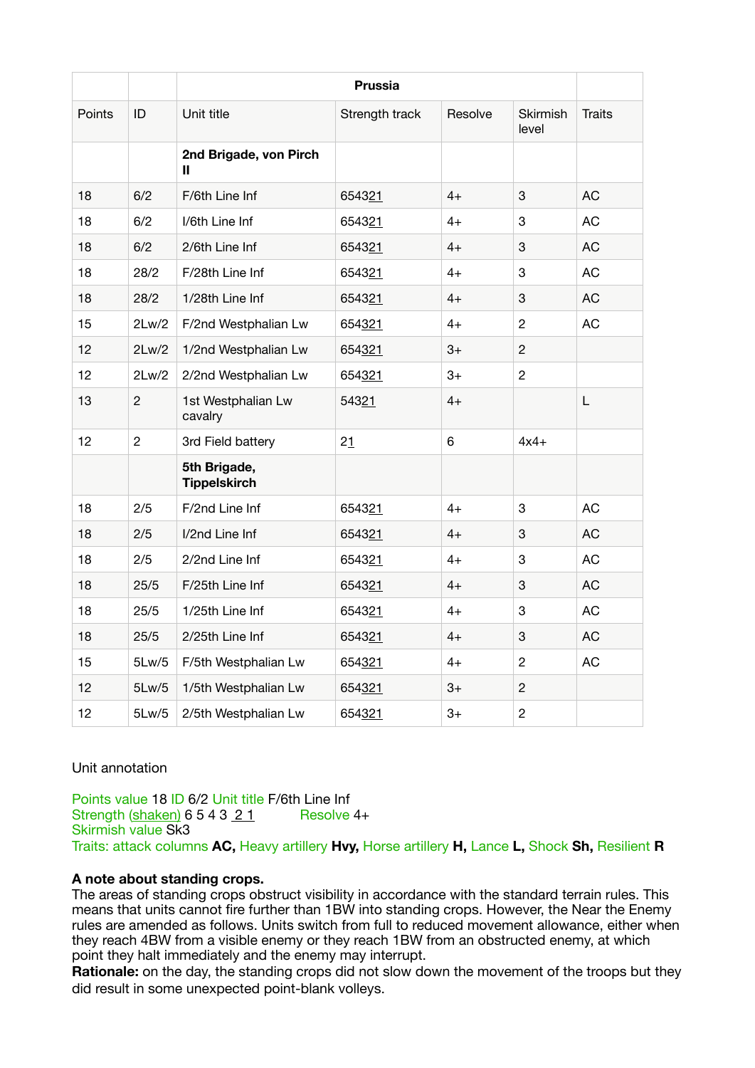|  |  | **Prussia** |  |  |  |  |
|---|---|---|---|---|---|---|
| Points | ID | Unit title | Strength track | Resolve | Skirmish level | Traits |
|  |  | **2nd Brigade, von Pirch II** |  |  |  |  |
| 18 | 6/2 | F/6th Line Inf | 654321 | 4+ | 3 | AC |
| 18 | 6/2 | I/6th Line Inf | 654321 | 4+ | 3 | AC |
| 18 | 6/2 | 2/6th Line Inf | 654321 | 4+ | 3 | AC |
| 18 | 28/2 | F/28th Line Inf | 654321 | 4+ | 3 | AC |
| 18 | 28/2 | 1/28th Line Inf | 654321 | 4+ | 3 | AC |
| 15 | 2Lw/2 | F/2nd Westphalian Lw | 654321 | 4+ | 2 | AC |
| 12 | 2Lw/2 | 1/2nd Westphalian Lw | 654321 | 3+ | 2 |  |
| 12 | 2Lw/2 | 2/2nd Westphalian Lw | 654321 | 3+ | 2 |  |
| 13 | 2 | 1st Westphalian Lw cavalry | 54321 | 4+ |  | L |
| 12 | 2 | 3rd Field battery | 21 | 6 | 4x4+ |  |
|  |  | **5th Brigade, Tippelskirch** |  |  |  |  |
| 18 | 2/5 | F/2nd Line Inf | 654321 | 4+ | 3 | AC |
| 18 | 2/5 | I/2nd Line Inf | 654321 | 4+ | 3 | AC |
| 18 | 2/5 | 2/2nd Line Inf | 654321 | 4+ | 3 | AC |
| 18 | 25/5 | F/25th Line Inf | 654321 | 4+ | 3 | AC |
| 18 | 25/5 | 1/25th Line Inf | 654321 | 4+ | 3 | AC |
| 18 | 25/5 | 2/25th Line Inf | 654321 | 4+ | 3 | AC |
| 15 | 5Lw/5 | F/5th Westphalian Lw | 654321 | 4+ | 2 | AC |
| 12 | 5Lw/5 | 1/5th Westphalian Lw | 654321 | 3+ | 2 |  |
| 12 | 5Lw/5 | 2/5th Westphalian Lw | 654321 | 3+ | 2 |  |

Unit annotation

Points value 18 ID 6/2 Unit title F/6th Line Inf
Strength (shaken) 6 5 4 3 2 1 Resolve 4+
Skirmish value Sk3
Traits: attack columns **AC,** Heavy artillery **Hvy,** Horse artillery **H,** Lance **L,** Shock **Sh,** Resilient **R**

**A note about standing crops.**
The areas of standing crops obstruct visibility in accordance with the standard terrain rules. This means that units cannot fire further than 1BW into standing crops. However, the Near the Enemy rules are amended as follows. Units switch from full to reduced movement allowance, either when they reach 4BW from a visible enemy or they reach 1BW from an obstructed enemy, at which point they halt immediately and the enemy may interrupt.
**Rationale:** on the day, the standing crops did not slow down the movement of the troops but they did result in some unexpected point-blank volleys.